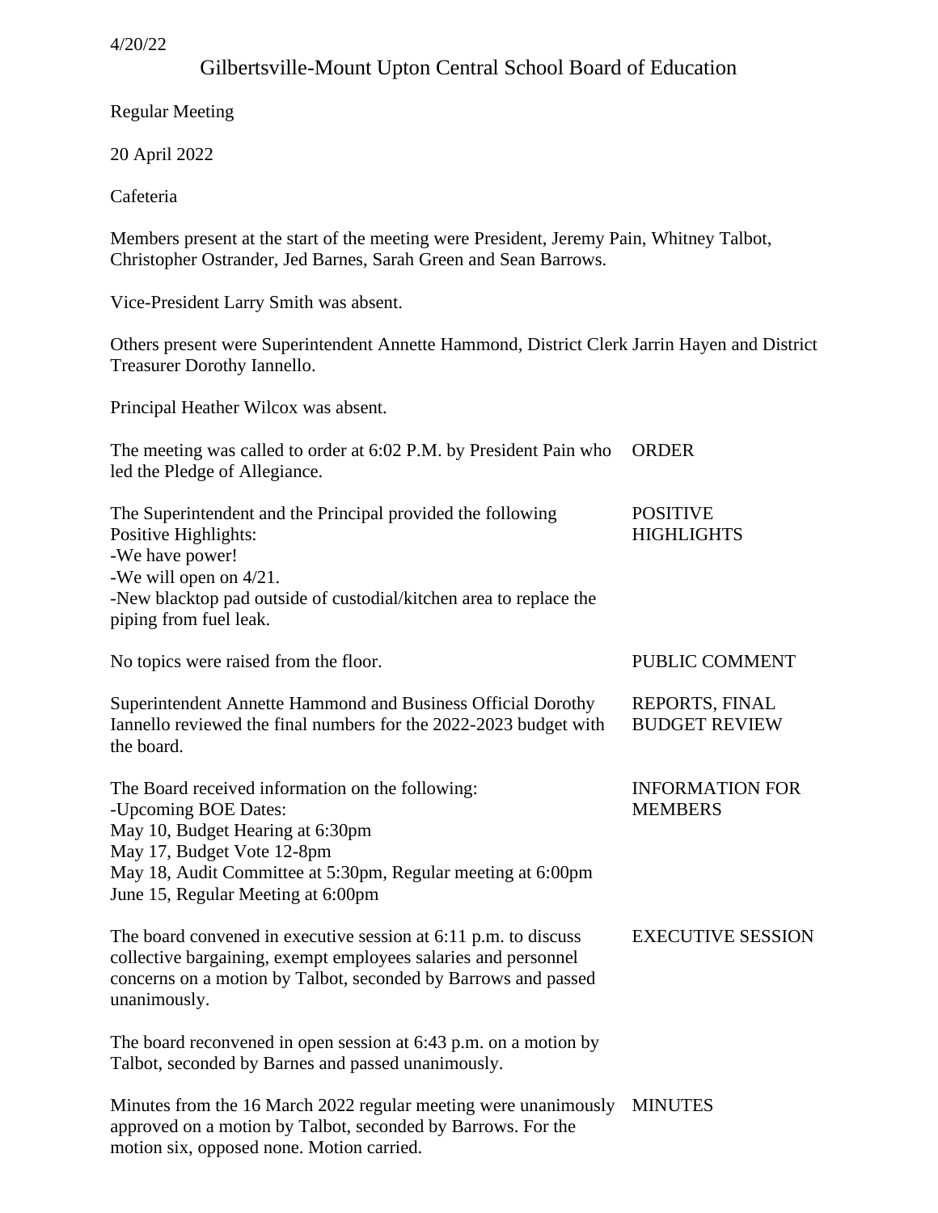4/20/22

# Gilbertsville-Mount Upton Central School Board of Education

Regular Meeting

20 April 2022

Cafeteria

Members present at the start of the meeting were President, Jeremy Pain, Whitney Talbot, Christopher Ostrander, Jed Barnes, Sarah Green and Sean Barrows.

Vice-President Larry Smith was absent.

Others present were Superintendent Annette Hammond, District Clerk Jarrin Hayen and District Treasurer Dorothy Iannello.

Principal Heather Wilcox was absent.

**ORDER**

The meeting was called to order at 6:02 P.M. by President Pain who led the Pledge of Allegiance.

**POSITIVE HIGHLIGHTS**

The Superintendent and the Principal provided the following Positive Highlights:
-We have power!
-We will open on 4/21.
-New blacktop pad outside of custodial/kitchen area to replace the piping from fuel leak.

**PUBLIC COMMENT**

No topics were raised from the floor.

**REPORTS, FINAL BUDGET REVIEW**

Superintendent Annette Hammond and Business Official Dorothy Iannello reviewed the final numbers for the 2022-2023 budget with the board.

**INFORMATION FOR MEMBERS**

The Board received information on the following:
-Upcoming BOE Dates:
May 10, Budget Hearing at 6:30pm
May 17, Budget Vote 12-8pm
May 18, Audit Committee at 5:30pm, Regular meeting at 6:00pm
June 15, Regular Meeting at 6:00pm

**EXECUTIVE SESSION**

The board convened in executive session at 6:11 p.m. to discuss collective bargaining, exempt employees salaries and personnel concerns on a motion by Talbot, seconded by Barrows and passed unanimously.

The board reconvened in open session at 6:43 p.m. on a motion by Talbot, seconded by Barnes and passed unanimously.

**MINUTES**

Minutes from the 16 March 2022 regular meeting were unanimously approved on a motion by Talbot, seconded by Barrows. For the motion six, opposed none. Motion carried.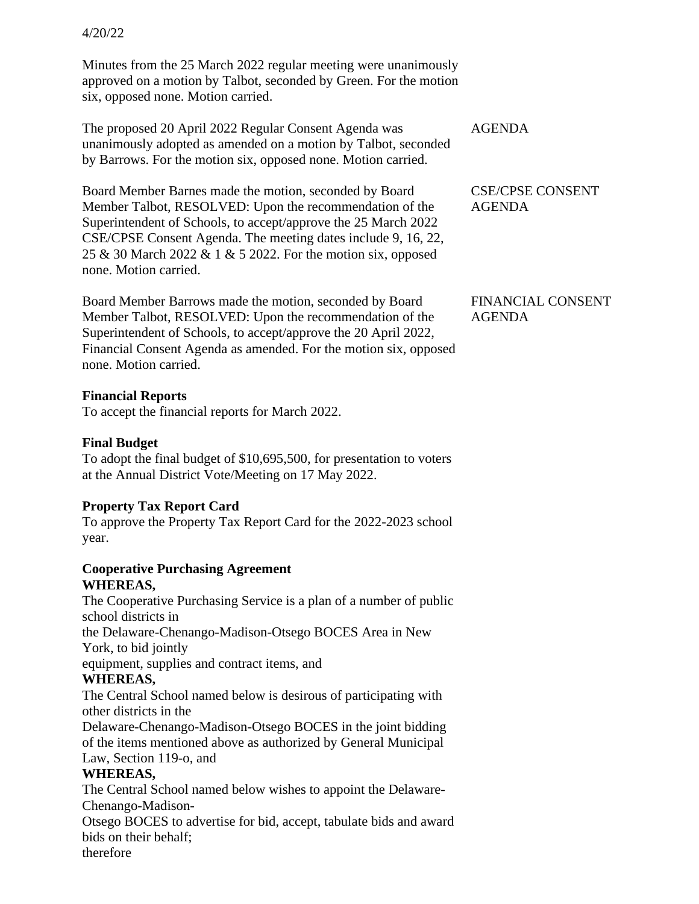4/20/22

Minutes from the 25 March 2022 regular meeting were unanimously approved on a motion by Talbot, seconded by Green. For the motion six, opposed none. Motion carried.

AGENDA

The proposed 20 April 2022 Regular Consent Agenda was unanimously adopted as amended on a motion by Talbot, seconded by Barrows. For the motion six, opposed none. Motion carried.

CSE/CPSE CONSENT AGENDA

Board Member Barnes made the motion, seconded by Board Member Talbot, RESOLVED: Upon the recommendation of the Superintendent of Schools, to accept/approve the 25 March 2022 CSE/CPSE Consent Agenda. The meeting dates include 9, 16, 22, 25 & 30 March 2022 & 1 & 5 2022. For the motion six, opposed none. Motion carried.

FINANCIAL CONSENT AGENDA

Board Member Barrows made the motion, seconded by Board Member Talbot, RESOLVED: Upon the recommendation of the Superintendent of Schools, to accept/approve the 20 April 2022, Financial Consent Agenda as amended. For the motion six, opposed none. Motion carried.

**Financial Reports**
To accept the financial reports for March 2022.

**Final Budget**
To adopt the final budget of $10,695,500, for presentation to voters at the Annual District Vote/Meeting on 17 May 2022.

**Property Tax Report Card**
To approve the Property Tax Report Card for the 2022-2023 school year.

**Cooperative Purchasing Agreement**
**WHEREAS,**
The Cooperative Purchasing Service is a plan of a number of public school districts in
the Delaware-Chenango-Madison-Otsego BOCES Area in New York, to bid jointly
equipment, supplies and contract items, and
**WHEREAS,**
The Central School named below is desirous of participating with other districts in the
Delaware-Chenango-Madison-Otsego BOCES in the joint bidding of the items mentioned above as authorized by General Municipal Law, Section 119-o, and
**WHEREAS,**
The Central School named below wishes to appoint the Delaware-Chenango-Madison-
Otsego BOCES to advertise for bid, accept, tabulate bids and award bids on their behalf;
therefore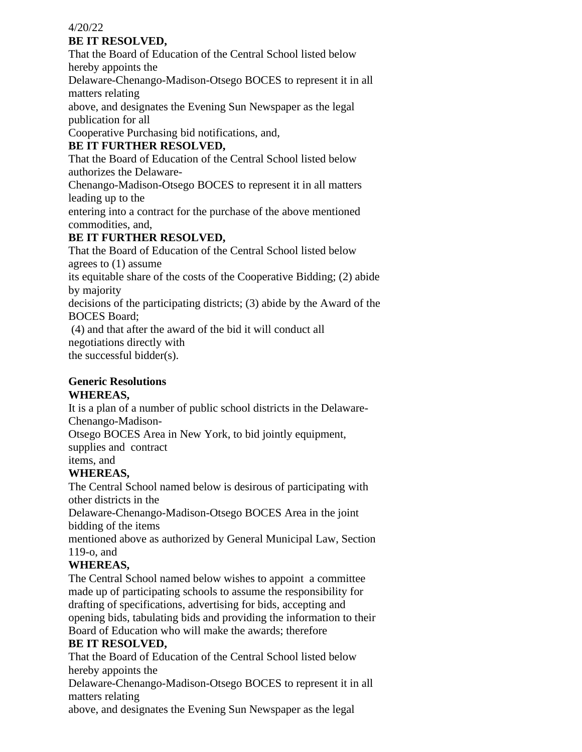4/20/22

**BE IT RESOLVED,**

That the Board of Education of the Central School listed below hereby appoints the Delaware-Chenango-Madison-Otsego BOCES to represent it in all matters relating above, and designates the Evening Sun Newspaper as the legal publication for all Cooperative Purchasing bid notifications, and,

**BE IT FURTHER RESOLVED,**

That the Board of Education of the Central School listed below authorizes the Delaware-Chenango-Madison-Otsego BOCES to represent it in all matters leading up to the entering into a contract for the purchase of the above mentioned commodities, and,

**BE IT FURTHER RESOLVED,**

That the Board of Education of the Central School listed below agrees to (1) assume its equitable share of the costs of the Cooperative Bidding; (2) abide by majority decisions of the participating districts; (3) abide by the Award of the BOCES Board; (4) and that after the award of the bid it will conduct all negotiations directly with the successful bidder(s).

**Generic Resolutions**

**WHEREAS,**

It is a plan of a number of public school districts in the Delaware-Chenango-Madison-Otsego BOCES Area in New York, to bid jointly equipment, supplies and contract items, and

**WHEREAS,**

The Central School named below is desirous of participating with other districts in the Delaware-Chenango-Madison-Otsego BOCES Area in the joint bidding of the items mentioned above as authorized by General Municipal Law, Section 119-o, and

**WHEREAS,**

The Central School named below wishes to appoint a committee made up of participating schools to assume the responsibility for drafting of specifications, advertising for bids, accepting and opening bids, tabulating bids and providing the information to their Board of Education who will make the awards; therefore

**BE IT RESOLVED,**

That the Board of Education of the Central School listed below hereby appoints the Delaware-Chenango-Madison-Otsego BOCES to represent it in all matters relating above, and designates the Evening Sun Newspaper as the legal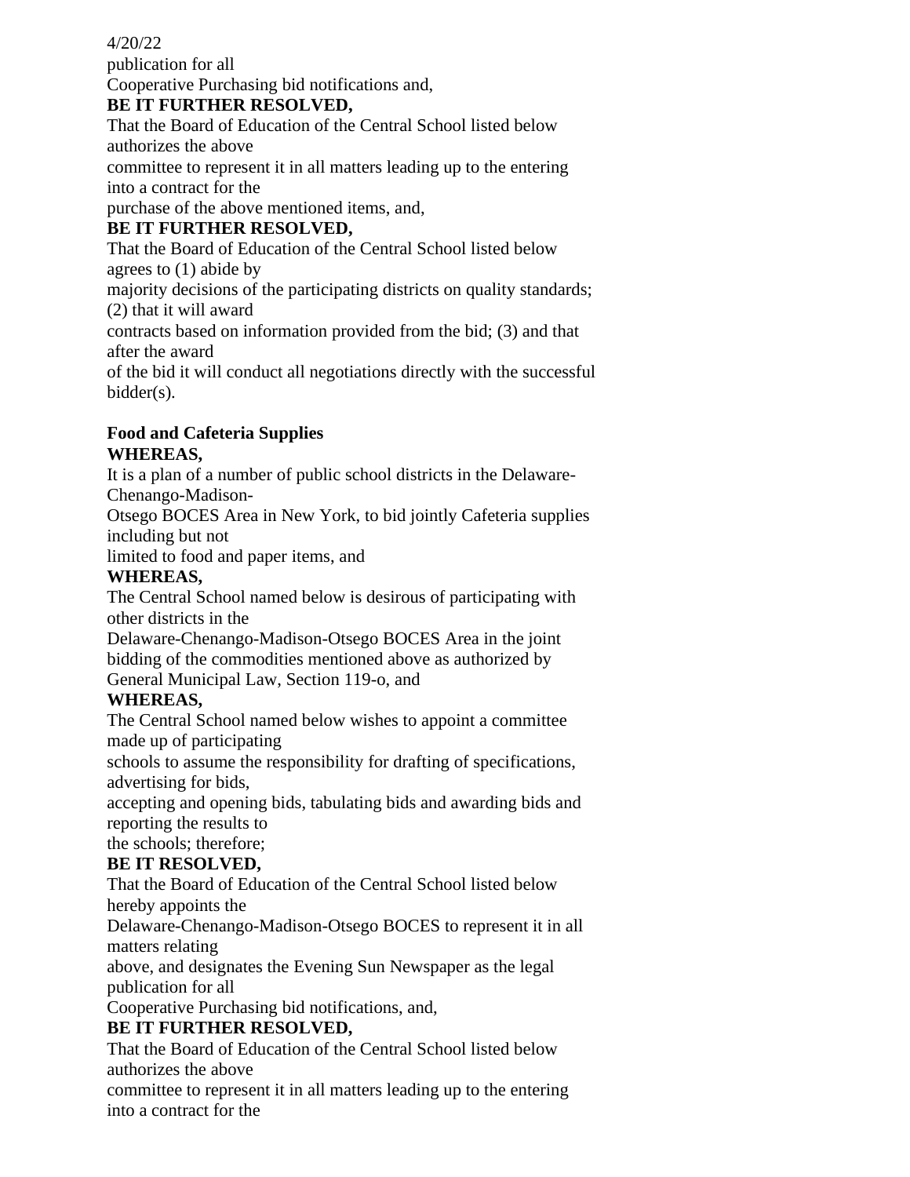4/20/22

publication for all
Cooperative Purchasing bid notifications and,

**BE IT FURTHER RESOLVED,**

That the Board of Education of the Central School listed below authorizes the above committee to represent it in all matters leading up to the entering into a contract for the purchase of the above mentioned items, and,

**BE IT FURTHER RESOLVED,**

That the Board of Education of the Central School listed below agrees to (1) abide by majority decisions of the participating districts on quality standards; (2) that it will award contracts based on information provided from the bid; (3) and that after the award of the bid it will conduct all negotiations directly with the successful bidder(s).

**Food and Cafeteria Supplies**

**WHEREAS,**

It is a plan of a number of public school districts in the Delaware-Chenango-Madison-Otsego BOCES Area in New York, to bid jointly Cafeteria supplies including but not limited to food and paper items, and

**WHEREAS,**

The Central School named below is desirous of participating with other districts in the Delaware-Chenango-Madison-Otsego BOCES Area in the joint bidding of the commodities mentioned above as authorized by General Municipal Law, Section 119-o, and

**WHEREAS,**

The Central School named below wishes to appoint a committee made up of participating schools to assume the responsibility for drafting of specifications, advertising for bids, accepting and opening bids, tabulating bids and awarding bids and reporting the results to the schools; therefore;

**BE IT RESOLVED,**

That the Board of Education of the Central School listed below hereby appoints the Delaware-Chenango-Madison-Otsego BOCES to represent it in all matters relating above, and designates the Evening Sun Newspaper as the legal publication for all Cooperative Purchasing bid notifications, and,

**BE IT FURTHER RESOLVED,**

That the Board of Education of the Central School listed below authorizes the above committee to represent it in all matters leading up to the entering into a contract for the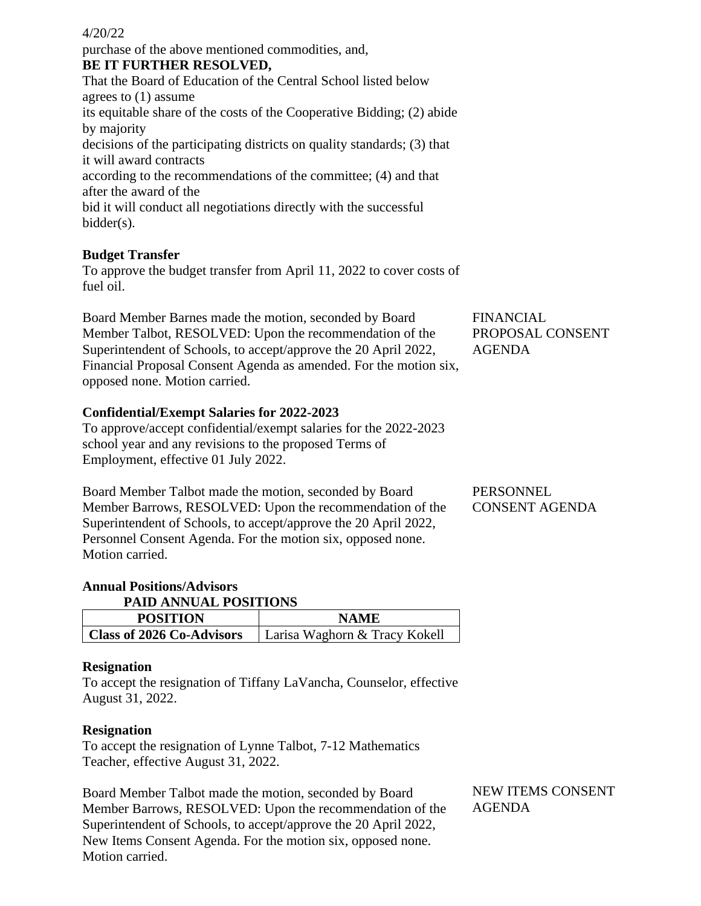4/20/22

purchase of the above mentioned commodities, and,

**BE IT FURTHER RESOLVED,**

That the Board of Education of the Central School listed below agrees to (1) assume its equitable share of the costs of the Cooperative Bidding; (2) abide by majority decisions of the participating districts on quality standards; (3) that it will award contracts according to the recommendations of the committee; (4) and that after the award of the bid it will conduct all negotiations directly with the successful bidder(s).

**Budget Transfer**

To approve the budget transfer from April 11, 2022 to cover costs of fuel oil.

FINANCIAL PROPOSAL CONSENT AGENDA

Board Member Barnes made the motion, seconded by Board Member Talbot, RESOLVED: Upon the recommendation of the Superintendent of Schools, to accept/approve the 20 April 2022, Financial Proposal Consent Agenda as amended. For the motion six, opposed none. Motion carried.

**Confidential/Exempt Salaries for 2022-2023**

To approve/accept confidential/exempt salaries for the 2022-2023 school year and any revisions to the proposed Terms of Employment, effective 01 July 2022.

PERSONNEL CONSENT AGENDA

Board Member Talbot made the motion, seconded by Board Member Barrows, RESOLVED: Upon the recommendation of the Superintendent of Schools, to accept/approve the 20 April 2022, Personnel Consent Agenda. For the motion six, opposed none. Motion carried.

**Annual Positions/Advisors**

**PAID ANNUAL POSITIONS**

| POSITION | NAME |
|---|---|
| **Class of 2026 Co-Advisors** | Larisa Waghorn & Tracy Kokell |

**Resignation**

To accept the resignation of Tiffany LaVancha, Counselor, effective August 31, 2022.

**Resignation**

To accept the resignation of Lynne Talbot, 7-12 Mathematics Teacher, effective August 31, 2022.

NEW ITEMS CONSENT AGENDA

Board Member Talbot made the motion, seconded by Board Member Barrows, RESOLVED: Upon the recommendation of the Superintendent of Schools, to accept/approve the 20 April 2022, New Items Consent Agenda. For the motion six, opposed none. Motion carried.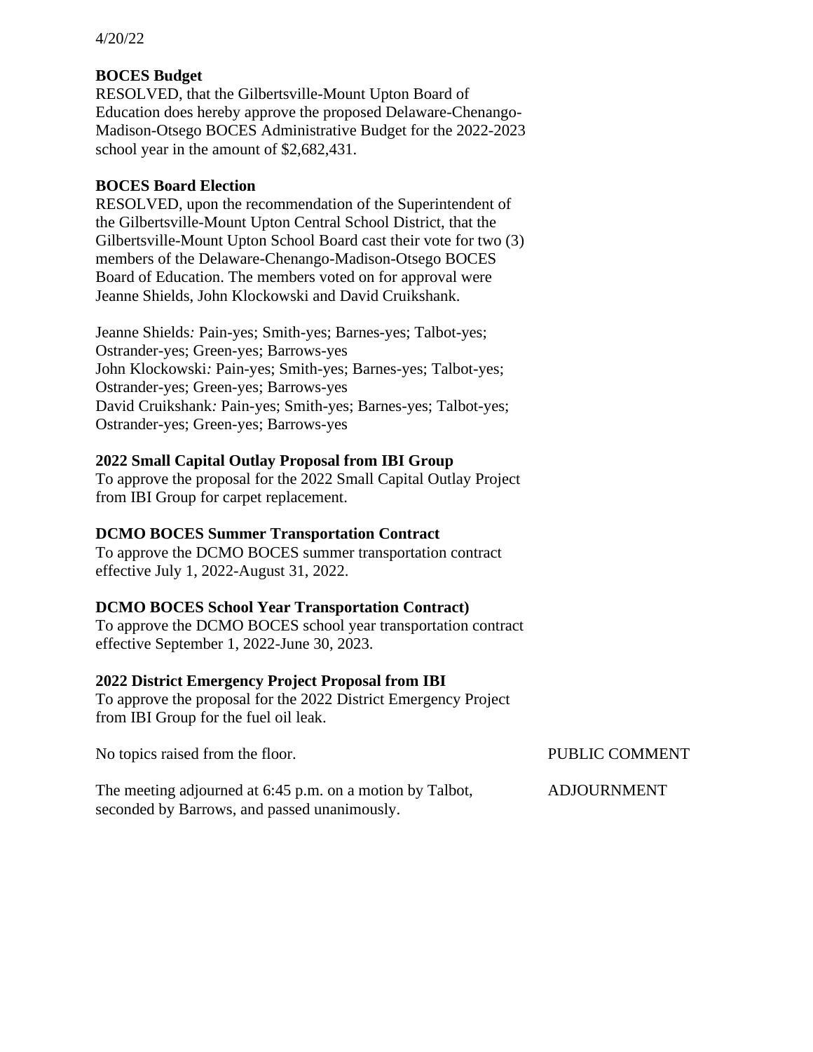4/20/22

**BOCES Budget**
RESOLVED, that the Gilbertsville-Mount Upton Board of Education does hereby approve the proposed Delaware-Chenango-Madison-Otsego BOCES Administrative Budget for the 2022-2023 school year in the amount of $2,682,431.

**BOCES Board Election**
RESOLVED, upon the recommendation of the Superintendent of the Gilbertsville-Mount Upton Central School District, that the Gilbertsville-Mount Upton School Board cast their vote for two (3) members of the Delaware-Chenango-Madison-Otsego BOCES Board of Education. The members voted on for approval were Jeanne Shields, John Klockowski and David Cruikshank.

Jeanne Shields*:* Pain-yes; Smith-yes; Barnes-yes; Talbot-yes; Ostrander-yes; Green-yes; Barrows-yes
John Klockowski*:* Pain-yes; Smith-yes; Barnes-yes; Talbot-yes; Ostrander-yes; Green-yes; Barrows-yes
David Cruikshank*:* Pain-yes; Smith-yes; Barnes-yes; Talbot-yes; Ostrander-yes; Green-yes; Barrows-yes

**2022 Small Capital Outlay Proposal from IBI Group**
To approve the proposal for the 2022 Small Capital Outlay Project from IBI Group for carpet replacement.

**DCMO BOCES Summer Transportation Contract**
To approve the DCMO BOCES summer transportation contract effective July 1, 2022-August 31, 2022.

**DCMO BOCES School Year Transportation Contract)**
To approve the DCMO BOCES school year transportation contract effective September 1, 2022-June 30, 2023.

**2022 District Emergency Project Proposal from IBI**
To approve the proposal for the 2022 District Emergency Project from IBI Group for the fuel oil leak.

PUBLIC COMMENT

No topics raised from the floor.

ADJOURNMENT

The meeting adjourned at 6:45 p.m. on a motion by Talbot, seconded by Barrows, and passed unanimously.